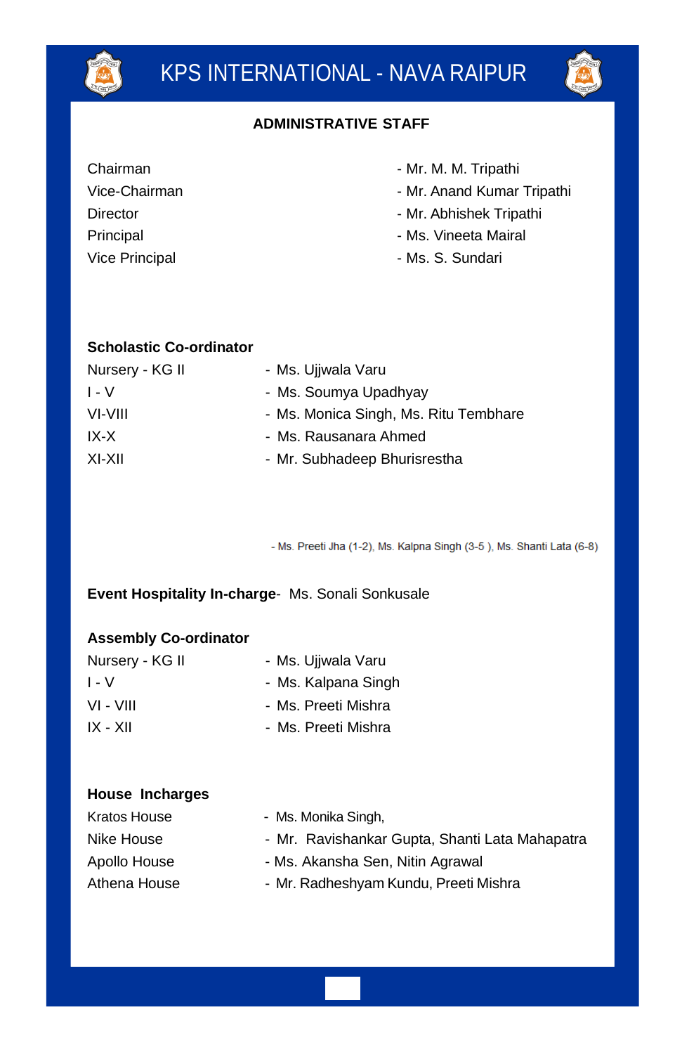# KPS INTERNATIONAL - NAVA RAIPUR

## ADMINISTRATIVE STAFF

| | |
|---|---|
| Chairman | - Mr. M. M. Tripathi |
| Vice-Chairman | - Mr. Anand Kumar Tripathi |
| Director | - Mr. Abhishek Tripathi |
| Principal | - Ms. Vineeta Mairal |
| Vice Principal | - Ms. S. Sundari |

### Scholastic Co-ordinator

| | |
|---|---|
| Nursery - KG II | - Ms. Ujjwala Varu |
| I - V | - Ms. Soumya Upadhyay |
| VI-VIII | - Ms. Monica Singh, Ms. Ritu Tembhare |
| IX-X | - Ms. Rausanara Ahmed |
| XI-XII | - Mr. Subhadeep Bhurisrestha |

- Ms. Preeti Jha (1-2), Ms. Kalpna Singh (3-5 ), Ms. Shanti Lata (6-8)

**Event Hospitality In-charge**- Ms. Sonali Sonkusale

### Assembly Co-ordinator

| | |
|---|---|
| Nursery - KG II | - Ms. Ujjwala Varu |
| I - V | - Ms. Kalpana Singh |
| VI - VIII | - Ms. Preeti Mishra |
| IX - XII | - Ms. Preeti Mishra |

### House Incharges

| | |
|---|---|
| Kratos House | - Ms. Monika Singh, |
| Nike House | - Mr. Ravishankar Gupta, Shanti Lata Mahapatra |
| Apollo House | - Ms. Akansha Sen, Nitin Agrawal |
| Athena House | - Mr. Radheshyam Kundu, Preeti Mishra |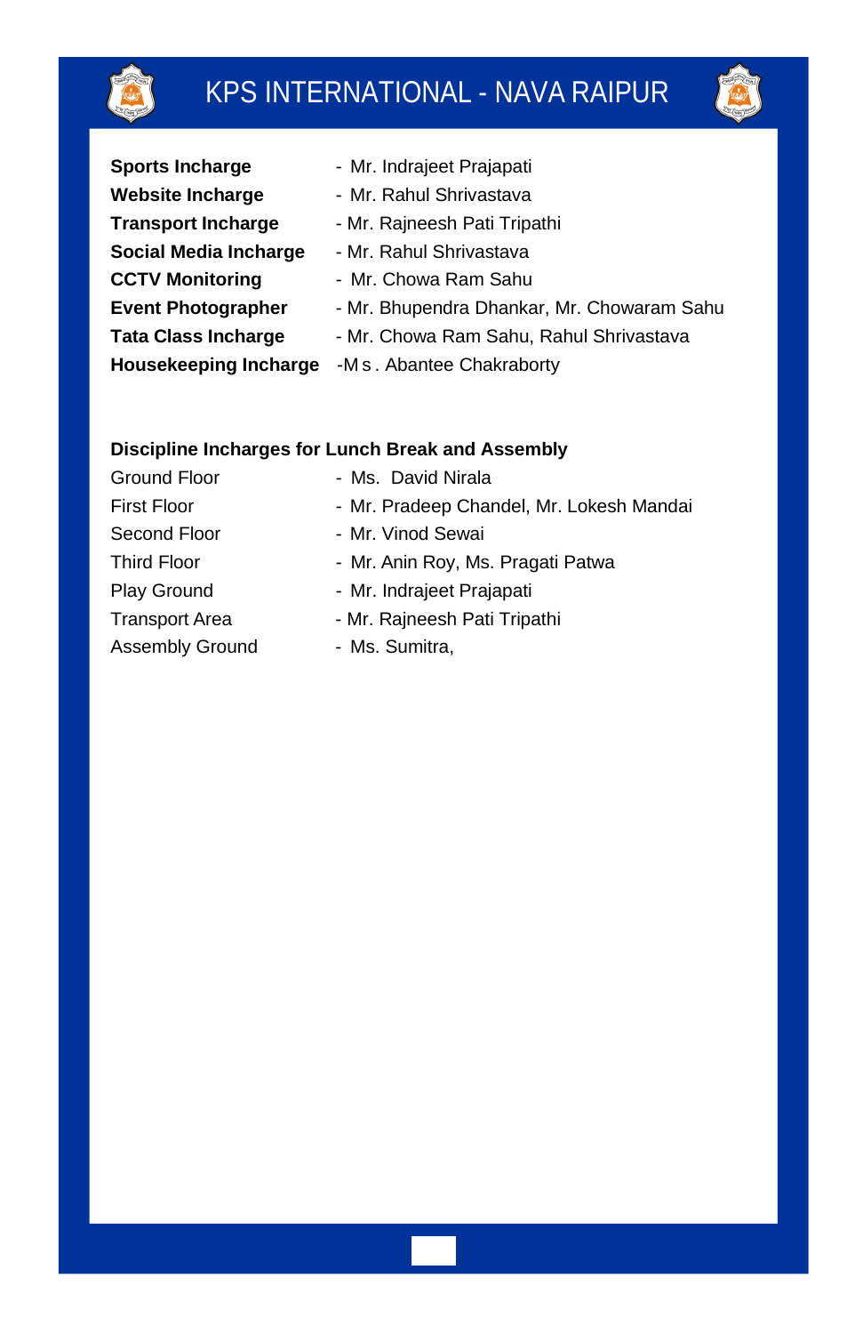# KPS INTERNATIONAL - NAVA RAIPUR

| | |
|---|---|
| **Sports Incharge** | - Mr. Indrajeet Prajapati |
| **Website Incharge** | - Mr. Rahul Shrivastava |
| **Transport Incharge** | - Mr. Rajneesh Pati Tripathi |
| **Social Media Incharge** | - Mr. Rahul Shrivastava |
| **CCTV Monitoring** | - Mr. Chowa Ram Sahu |
| **Event Photographer** | - Mr. Bhupendra Dhankar, Mr. Chowaram Sahu |
| **Tata Class Incharge** | - Mr. Chowa Ram Sahu, Rahul Shrivastava |
| **Housekeeping Incharge** | -M s . Abantee Chakraborty |

**Discipline Incharges for Lunch Break and Assembly**

| | |
|---|---|
| Ground Floor | - Ms. David Nirala |
| First Floor | - Mr. Pradeep Chandel, Mr. Lokesh Mandai |
| Second Floor | - Mr. Vinod Sewai |
| Third Floor | - Mr. Anin Roy, Ms. Pragati Patwa |
| Play Ground | - Mr. Indrajeet Prajapati |
| Transport Area | - Mr. Rajneesh Pati Tripathi |
| Assembly Ground | - Ms. Sumitra, |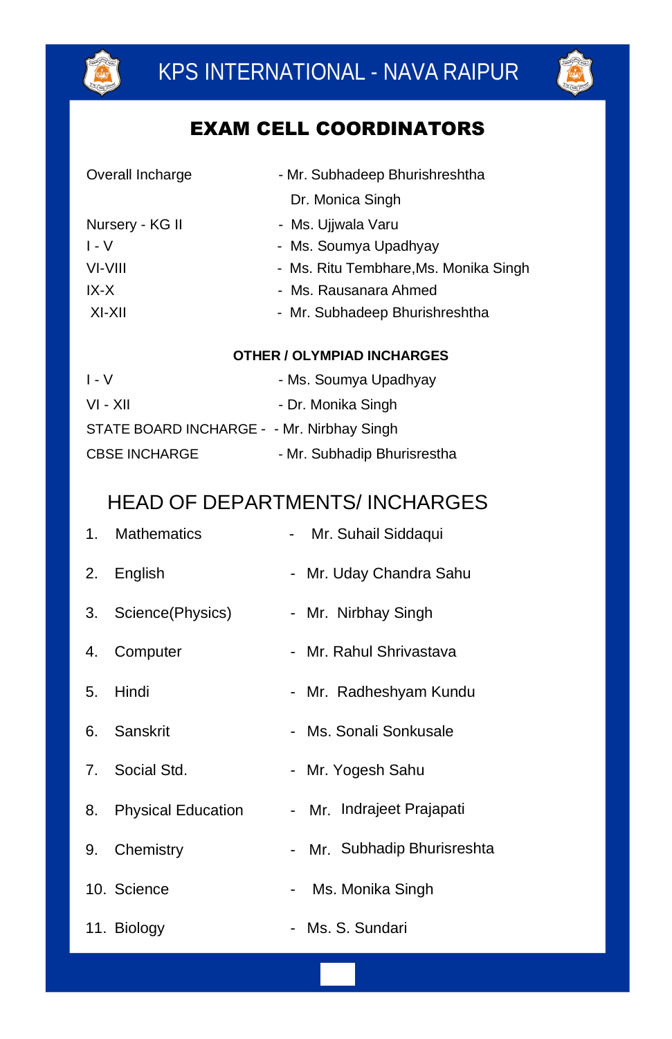# KPS INTERNATIONAL - NAVA RAIPUR

## EXAM CELL COORDINATORS

| | |
|---|---|
| Overall Incharge | - Mr. Subhadeep Bhurishreshtha<br>Dr. Monica Singh |
| Nursery - KG II | - Ms. Ujjwala Varu |
| I - V | - Ms. Soumya Upadhyay |
| VI-VIII | - Ms. Ritu Tembhare,Ms. Monika Singh |
| IX-X | - Ms. Rausanara Ahmed |
| XI-XII | - Mr. Subhadeep Bhurishreshtha |

### OTHER / OLYMPIAD INCHARGES

| | |
|---|---|
| I - V | - Ms. Soumya Upadhyay |
| VI - XII | - Dr. Monika Singh |
| STATE BOARD INCHARGE - | - Mr. Nirbhay Singh |
| CBSE INCHARGE | - Mr. Subhadip Bhurisrestha |

## HEAD OF DEPARTMENTS/ INCHARGES

| | | |
|---|---|---|
| 1. | Mathematics | - Mr. Suhail Siddaqui |
| 2. | English | - Mr. Uday Chandra Sahu |
| 3. | Science(Physics) | - Mr. Nirbhay Singh |
| 4. | Computer | - Mr. Rahul Shrivastava |
| 5. | Hindi | - Mr. Radheshyam Kundu |
| 6. | Sanskrit | - Ms. Sonali Sonkusale |
| 7. | Social Std. | - Mr. Yogesh Sahu |
| 8. | Physical Education | - Mr. Indrajeet Prajapati |
| 9. | Chemistry | - Mr. Subhadip Bhurisreshta |
| 10. | Science | - Ms. Monika Singh |
| 11. | Biology | - Ms. S. Sundari |